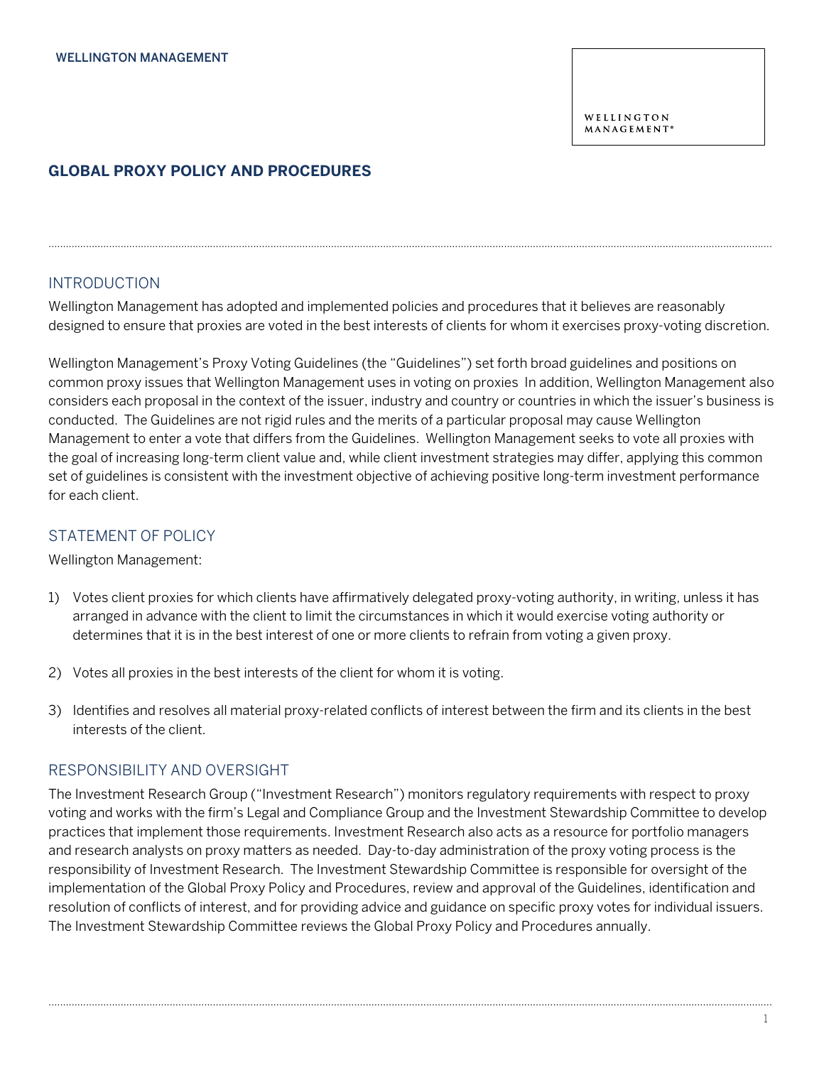WELLINGTON MANAGEMENT

# GLOBAL PROXY POLICY AND PROCEDURES

## INTRODUCTION

Wellington Management has adopted and implemented policies and procedures that it believes are reasonably designed to ensure that proxies are voted in the best interests of clients for whom it exercises proxy-voting discretion.

Wellington Management's Proxy Voting Guidelines (the "Guidelines") set forth broad guidelines and positions on common proxy issues that Wellington Management uses in voting on proxies In addition, Wellington Management also considers each proposal in the context of the issuer, industry and country or countries in which the issuer's business is conducted. The Guidelines are not rigid rules and the merits of a particular proposal may cause Wellington Management to enter a vote that differs from the Guidelines. Wellington Management seeks to vote all proxies with the goal of increasing long-term client value and, while client investment strategies may differ, applying this common set of guidelines is consistent with the investment objective of achieving positive long-term investment performance for each client.

## STATEMENT OF POLICY

Wellington Management:

1) Votes client proxies for which clients have affirmatively delegated proxy-voting authority, in writing, unless it has arranged in advance with the client to limit the circumstances in which it would exercise voting authority or determines that it is in the best interest of one or more clients to refrain from voting a given proxy.

2) Votes all proxies in the best interests of the client for whom it is voting.

3) Identifies and resolves all material proxy-related conflicts of interest between the firm and its clients in the best interests of the client.

## RESPONSIBILITY AND OVERSIGHT

The Investment Research Group ("Investment Research") monitors regulatory requirements with respect to proxy voting and works with the firm's Legal and Compliance Group and the Investment Stewardship Committee to develop practices that implement those requirements. Investment Research also acts as a resource for portfolio managers and research analysts on proxy matters as needed. Day-to-day administration of the proxy voting process is the responsibility of Investment Research. The Investment Stewardship Committee is responsible for oversight of the implementation of the Global Proxy Policy and Procedures, review and approval of the Guidelines, identification and resolution of conflicts of interest, and for providing advice and guidance on specific proxy votes for individual issuers. The Investment Stewardship Committee reviews the Global Proxy Policy and Procedures annually.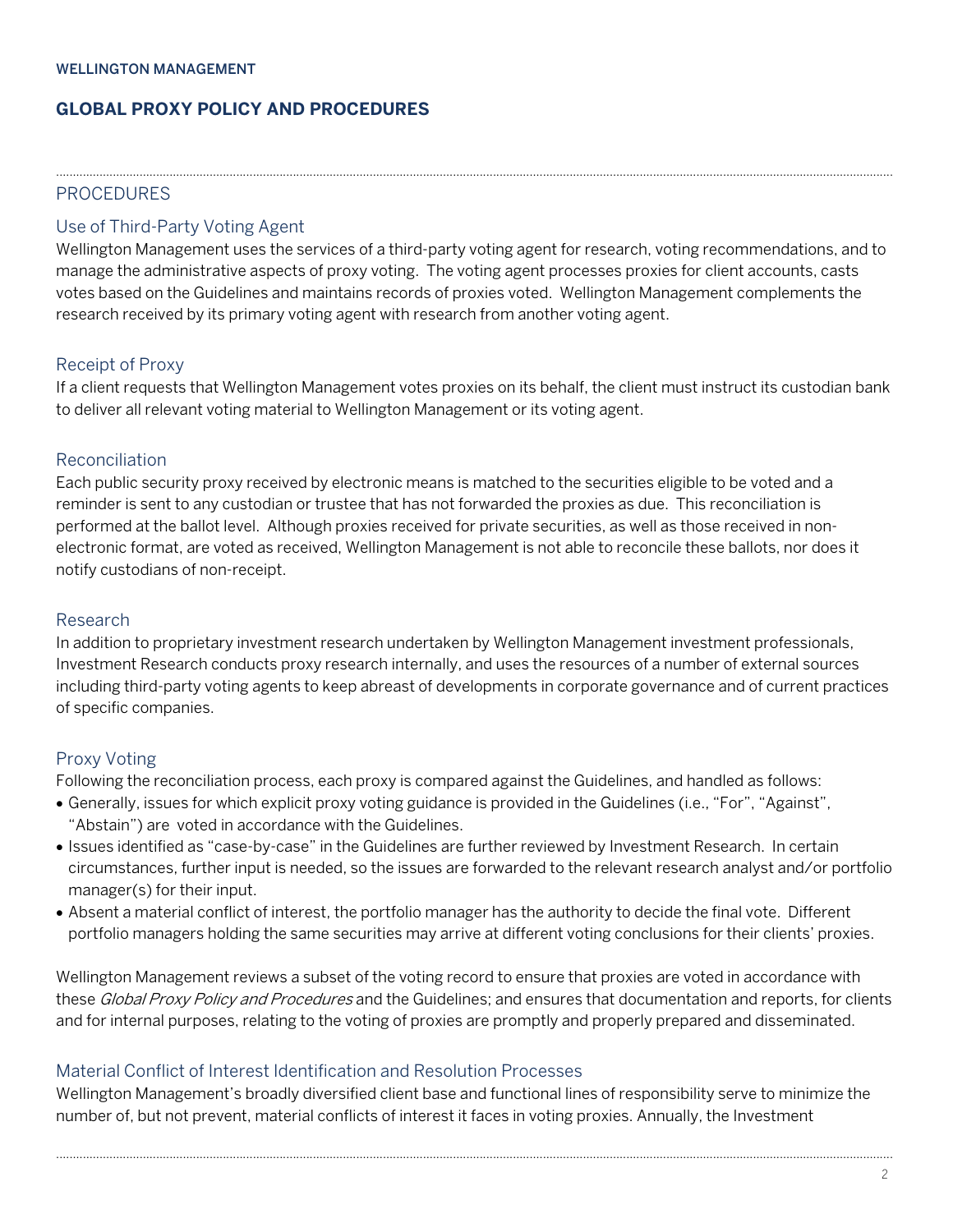## PROCEDURES

### Use of Third-Party Voting Agent

Wellington Management uses the services of a third-party voting agent for research, voting recommendations, and to manage the administrative aspects of proxy voting. The voting agent processes proxies for client accounts, casts votes based on the Guidelines and maintains records of proxies voted. Wellington Management complements the research received by its primary voting agent with research from another voting agent.

### Receipt of Proxy

If a client requests that Wellington Management votes proxies on its behalf, the client must instruct its custodian bank to deliver all relevant voting material to Wellington Management or its voting agent.

### Reconciliation

Each public security proxy received by electronic means is matched to the securities eligible to be voted and a reminder is sent to any custodian or trustee that has not forwarded the proxies as due. This reconciliation is performed at the ballot level. Although proxies received for private securities, as well as those received in non-electronic format, are voted as received, Wellington Management is not able to reconcile these ballots, nor does it notify custodians of non-receipt.

### Research

In addition to proprietary investment research undertaken by Wellington Management investment professionals, Investment Research conducts proxy research internally, and uses the resources of a number of external sources including third-party voting agents to keep abreast of developments in corporate governance and of current practices of specific companies.

### Proxy Voting

Following the reconciliation process, each proxy is compared against the Guidelines, and handled as follows:

- Generally, issues for which explicit proxy voting guidance is provided in the Guidelines (i.e., "For", "Against", "Abstain") are voted in accordance with the Guidelines.
- Issues identified as "case-by-case" in the Guidelines are further reviewed by Investment Research. In certain circumstances, further input is needed, so the issues are forwarded to the relevant research analyst and/or portfolio manager(s) for their input.
- Absent a material conflict of interest, the portfolio manager has the authority to decide the final vote. Different portfolio managers holding the same securities may arrive at different voting conclusions for their clients' proxies.

Wellington Management reviews a subset of the voting record to ensure that proxies are voted in accordance with these *Global Proxy Policy and Procedures* and the Guidelines; and ensures that documentation and reports, for clients and for internal purposes, relating to the voting of proxies are promptly and properly prepared and disseminated.

### Material Conflict of Interest Identification and Resolution Processes

Wellington Management's broadly diversified client base and functional lines of responsibility serve to minimize the number of, but not prevent, material conflicts of interest it faces in voting proxies. Annually, the Investment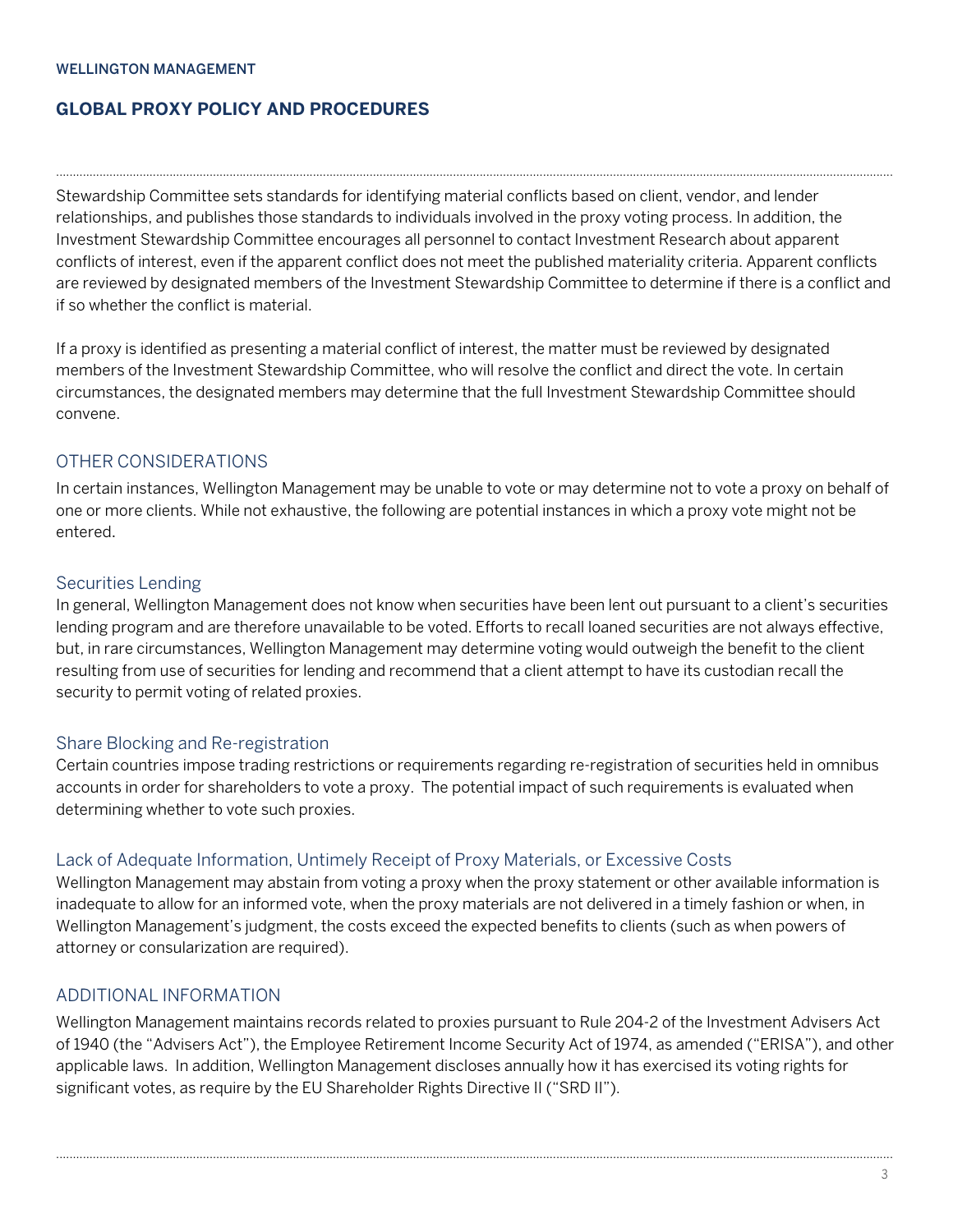Stewardship Committee sets standards for identifying material conflicts based on client, vendor, and lender relationships, and publishes those standards to individuals involved in the proxy voting process. In addition, the Investment Stewardship Committee encourages all personnel to contact Investment Research about apparent conflicts of interest, even if the apparent conflict does not meet the published materiality criteria. Apparent conflicts are reviewed by designated members of the Investment Stewardship Committee to determine if there is a conflict and if so whether the conflict is material.

If a proxy is identified as presenting a material conflict of interest, the matter must be reviewed by designated members of the Investment Stewardship Committee, who will resolve the conflict and direct the vote. In certain circumstances, the designated members may determine that the full Investment Stewardship Committee should convene.

## OTHER CONSIDERATIONS

In certain instances, Wellington Management may be unable to vote or may determine not to vote a proxy on behalf of one or more clients. While not exhaustive, the following are potential instances in which a proxy vote might not be entered.

### Securities Lending

In general, Wellington Management does not know when securities have been lent out pursuant to a client's securities lending program and are therefore unavailable to be voted. Efforts to recall loaned securities are not always effective, but, in rare circumstances, Wellington Management may determine voting would outweigh the benefit to the client resulting from use of securities for lending and recommend that a client attempt to have its custodian recall the security to permit voting of related proxies.

### Share Blocking and Re-registration

Certain countries impose trading restrictions or requirements regarding re-registration of securities held in omnibus accounts in order for shareholders to vote a proxy. The potential impact of such requirements is evaluated when determining whether to vote such proxies.

### Lack of Adequate Information, Untimely Receipt of Proxy Materials, or Excessive Costs

Wellington Management may abstain from voting a proxy when the proxy statement or other available information is inadequate to allow for an informed vote, when the proxy materials are not delivered in a timely fashion or when, in Wellington Management's judgment, the costs exceed the expected benefits to clients (such as when powers of attorney or consularization are required).

## ADDITIONAL INFORMATION

Wellington Management maintains records related to proxies pursuant to Rule 204-2 of the Investment Advisers Act of 1940 (the "Advisers Act"), the Employee Retirement Income Security Act of 1974, as amended ("ERISA"), and other applicable laws. In addition, Wellington Management discloses annually how it has exercised its voting rights for significant votes, as require by the EU Shareholder Rights Directive II ("SRD II").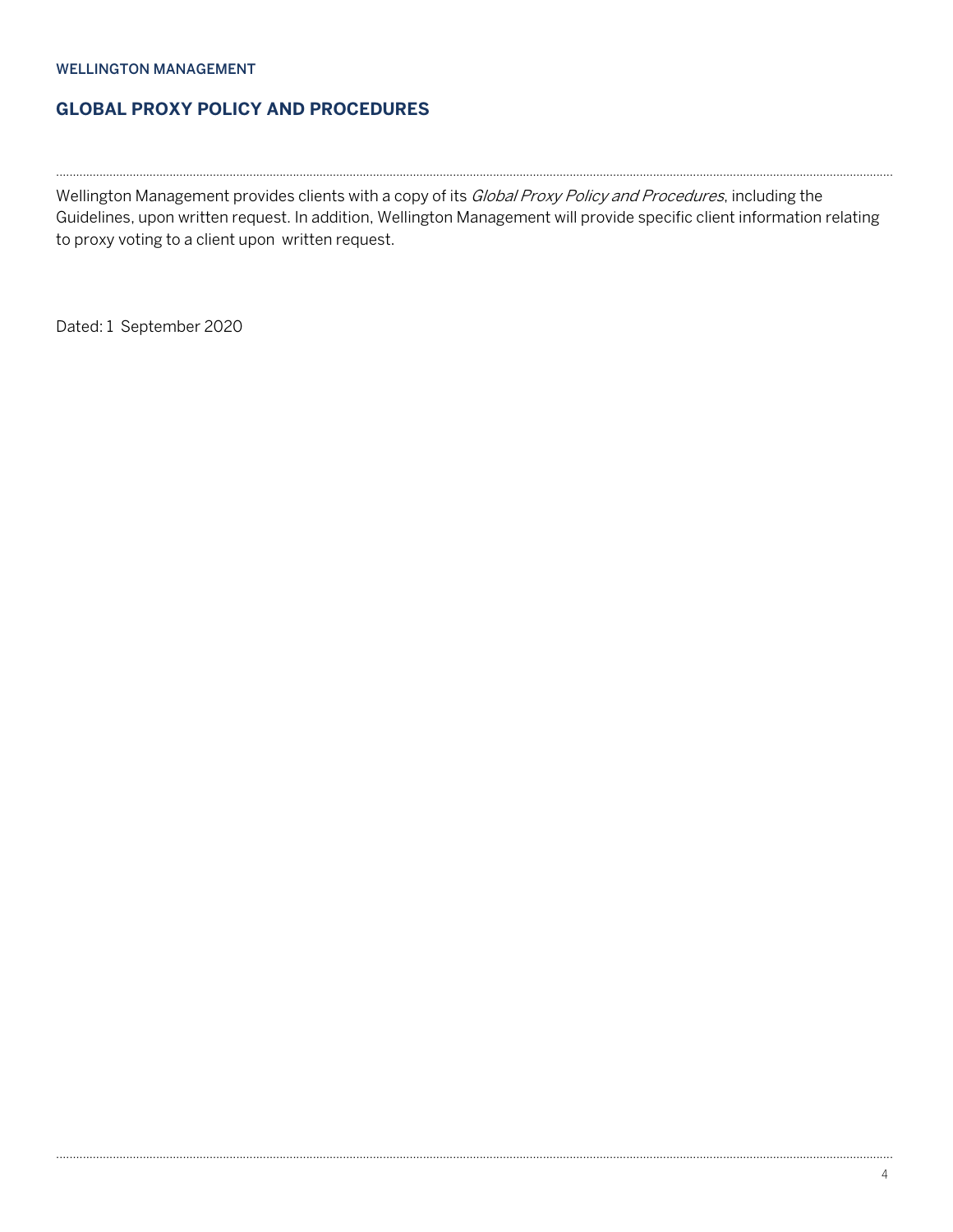Wellington Management provides clients with a copy of its *Global Proxy Policy and Procedures*, including the Guidelines, upon written request. In addition, Wellington Management will provide specific client information relating to proxy voting to a client upon written request.

Dated: 1 September 2020